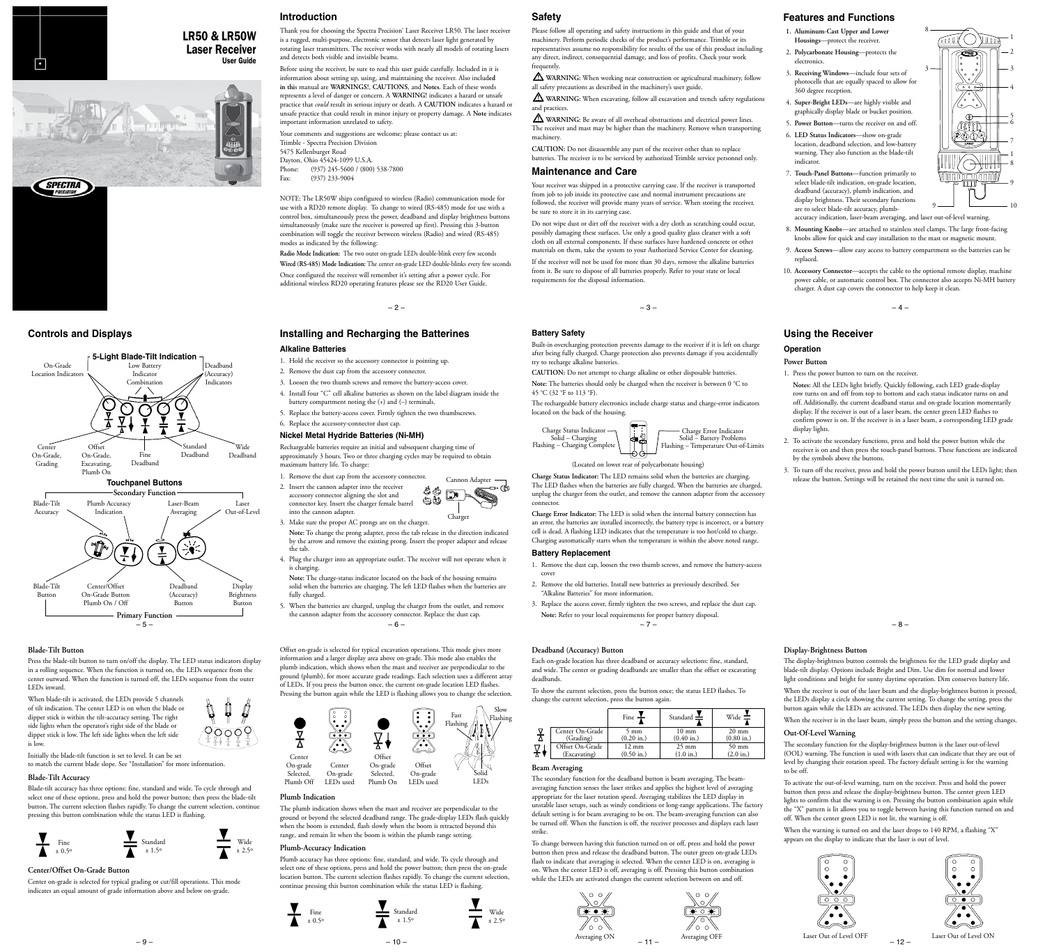# LR50 & LR50W Laser Receiver

User Guide

## Introduction

Thank you for choosing the Spectra Precision® Laser Receiver LR50. The laser receiver is a rugged, multi-purpose, electronic sensor that detects laser light generated by rotating laser transmitters. The receiver works with nearly all models of rotating lasers and detects both visible and invisible beams.

Before using the receiver, be sure to read this user guide carefully. Included in it is information about setting up, using, and maintaining the receiver. Also included in this manual are WARNINGS!, CAUTIONS, and Notes. Each of these words represents a level of danger or concern. A WARNING! indicates a hazard or unsafe practice that *could* result in serious injury or death. A CAUTION indicates a hazard or unsafe practice that could result in minor injury or property damage. A Note indicates important information unrelated to safety.

Your comments and suggestions are welcome; please contact us at:
Trimble - Spectra Precision Division
5475 Kellenburger Road
Dayton, Ohio 45424-1099 U.S.A.
Phone: (937) 245-5600 / (800) 538-7800
Fax: (937) 233-9004

NOTE: The LR50W ships configured to wireless (Radio) communication mode for use with a RD20 remote display. To change to wired (RS-485) mode for use with a control box, simultaneously press the power, deadband and display brightness buttons simultaneously (make sure the receiver is powered up first). Pressing this 3-button combination will toggle the receiver between wireless (Radio) and wired (RS-485) modes as indicated by the following:

**Radio Mode Indication:** The two outer on-grade LEDs double-blink every few seconds

**Wired (RS-485) Mode Indication:** The center on-grade LED double-blinks every few seconds

Once configured the receiver will remember it's setting after a power cycle. For additional wireless RD20 operating features please see the RD20 User Guide.

## Safety

Please follow all operating and safety instructions in this guide and that of your machinery. Perform periodic checks of the product's performance. Trimble or its representatives assume no responsibility for results of the use of this product including any direct, indirect, consequential damage, and loss of profits. Check your work frequently.

⚠ WARNING: When working near construction or agricultural machinery, follow all safety precautions as described in the machinery's user guide.

⚠ WARNING: When excavating, follow all excavation and trench safety regulations and practices.

⚠ WARNING: Be aware of all overhead obstructions and electrical power lines. The receiver and mast may be higher than the machinery. Remove when transporting machinery.

CAUTION: Do not disassemble any part of the receiver other than to replace batteries. The receiver is to be serviced by authorized Trimble service personnel only.

## Maintenance and Care

Your receiver was shipped in a protective carrying case. If the receiver is transported from job to job inside its protective case and normal instrument precautions are followed, the receiver will provide many years of service. When storing the receiver, be sure to store it in its carrying case.

Do not wipe dust or dirt off the receiver with a dry cloth as scratching could occur, possibly damaging these surfaces. Use only a good quality glass cleaner with a soft cloth on all external components. If these surfaces have hardened concrete or other materials on them, take the system to your Authorized Service Center for cleaning.

If the receiver will not be used for more than 30 days, remove the alkaline batteries from it. Be sure to dispose of all batteries properly. Refer to your state or local requirements for the disposal information.

## Features and Functions

1. **Aluminum-Cast Upper and Lower Housings**—protect the receiver.
2. **Polycarbonate Housing**—protects the electronics.
3. **Receiving Windows**—include four sets of photocells that are equally spaced to allow for 360 degree reception.
4. **Super-Bright LEDs**—are highly visible and graphically display blade or bucket position.
5. **Power Button**—turns the receiver on and off.
6. **LED Status Indicators**—show on-grade location, deadband selection, and low-battery warning. They also function as the blade-tilt indicator.
7. **Touch-Panel Buttons**—function primarily to select blade-tilt indication, on-grade location, deadband (accuracy), plumb indication, and display brightness. Their secondary functions are to select blade-tilt accuracy, plumb-accuracy indication, laser-beam averaging, and laser out-of-level warning.
8. **Mounting Knobs**—are attached to stainless steel clamps. The large front-facing knobs allow for quick and easy installation to the mast or magnetic mount.
9. **Access Screws**—allow easy access to battery compartment so the batteries can be replaced.
10. **Accessory Connector**—accepts the cable to the optional remote display, machine power cable, or automatic control box. The connector also accepts Ni-MH battery charger. A dust cap covers the connector to help keep it clean.

## Controls and Displays

**5-Light Blade-Tilt Indication**

On-Grade Location Indicators · Low Battery Indicator Combination · Deadband (Accuracy) Indicators

Center On-Grade, Grading · Offset On-Grade, Excavating, Plumb On · Fine Deadband · Standard Deadband · Wide Deadband

**Touchpanel Buttons**

Secondary Function: Blade-Tilt Accuracy · Plumb Accuracy Indication · Laser-Beam Averaging · Laser Out-of-Level

Primary Function: Blade-Tilt Button · Center/Offset On-Grade Button Plumb On / Off · Deadband (Accuracy) Button · Display Brightness Button

## Installing and Recharging the Batterines

### Alkaline Batteries

1. Hold the receiver so the accessory connector is pointing up.
2. Remove the dust cap from the accessory connector.
3. Loosen the two thumb screws and remove the battery-access cover.
4. Install four "C" cell alkaline batteries as shown on the label diagram inside the battery compartment noting the (+) and (–) terminals.
5. Replace the battery-access cover. Firmly tighten the two thumbscrews.
6. Replace the accessory-connector dust cap.

### Nickel Metal Hydride Batteries (Ni-MH)

Rechargeable batteries require an initial and subsequent charging time of approximately 3 hours. Two or three charging cycles may be required to obtain maximum battery life. To charge:

1. Remove the dust cap from the accessory connector.
2. Insert the cannon adapter into the receiver accessory connector aligning the slot and connector key. Insert the charger female barrel into the cannon adapter.
3. Make sure the proper AC prongs are on the charger.

   Note: To change the prong adapter, press the tab release in the direction indicated by the arrow and remove the existing prong. Insert the proper adapter and release the tab.
4. Plug the charger into an appropriate outlet. The receiver will not operate when it is charging.

   Note: The charge-status indicator located on the back of the housing remains solid when the batteries are charging. The left LED flashes when the batteries are fully charged.
5. When the batteries are charged, unplug the charger from the outlet, and remove the cannon adapter from the accessory connector. Replace the dust cap.

Cannon Adapter · Charger

### Battery Safety

Built-in overcharging protection prevents damage to the receiver if it is left on charge after being fully charged. Charge protection also prevents damage if you accidentally try to recharge alkaline batteries.

CAUTION: Do not attempt to charge alkaline or other disposable batteries.

Note: The batteries should only be charged when the receiver is between 0 °C to 45 °C (32 °F to 113 °F).

The rechargeable battery electronics include charge status and charge-error indicators located on the back of the housing.

Charge Status Indicator: Solid – Charging; Flashing – Charging Complete
Charge Error Indicator: Solid – Battery Problems; Flashing – Temperature Out-of-Limits

(Located on lower rear of polycarbonate housing)

**Charge Status Indicator:** The LED remains solid when the batteries are charging. The LED flashes when the batteries are fully charged. When the batteries are charged, unplug the charger from the outlet, and remove the cannon adapter from the accessory connector.

**Charge Error Indicator:** The LED is solid when the internal battery connection has an error, the batteries are installed incorrectly, the battery type is incorrect, or a battery cell is dead. A flashing LED indicates that the temperature is too hot/cold to charge. Charging automatically starts when the temperature is within the above noted range.

### Battery Replacement

1. Remove the dust cap, loosen the two thumb screws, and remove the battery-access cover
2. Remove the old batteries. Install new batteries as previously described. See "Alkaline Batteries" for more information.
3. Replace the access cover, firmly tighten the two screws, and replace the dust cap.

   Note: Refer to your local requirements for proper battery disposal.

## Using the Receiver

### Operation

**Power Button**

1. Press the power button to turn on the receiver.

   Notes: All the LEDs light briefly. Quickly following, each LED grade-display row turns on and off from top to bottom and each status indicator turns on and off. Additionally, the current deadband status and on-grade location momentarily display. If the receiver is out of a laser beam, the center green LED flashes to confirm power is on. If the receiver is in a laser beam, a corresponding LED grade display lights.
2. To activate the secondary functions, press and hold the power button while the receiver is on and then press the touch-panel buttons. These functions are indicated by the symbols above the buttons.
3. To turn off the receiver, press and hold the power button until the LEDs light; then release the button. Settings will be retained the next time the unit is turned on.

### Blade-Tilt Button

Press the blade-tilt button to turn on/off the display. The LED status indicators display in a rolling sequence. When the function is turned on, the LEDs sequence from the center outward. When the function is turned off, the LEDs sequence from the outer LEDs inward.

When blade-tilt is activated, the LEDs provide 5 channels of tilt indication. The center LED is on when the blade or dipper stick is within the tilt-accuracy setting. The right side lights when the operator's right side of the blade or dipper stick is low. The left side lights when the left side is low.

Initially the blade-tilt function is set to level. It can be set to match the current blade slope. See "Installation" for more information.

### Blade-Tilt Accuracy

Blade-tilt accuracy has three options: fine, standard and wide. To cycle through and select one of these options, press and hold the power button; then press the blade-tilt button. The current selection flashes rapidly. To change the current selection, continue pressing this button combination while the status LED is flashing.

Fine ± 0.5º · Standard ± 1.5º · Wide ± 2.5º

### Center/Offset On-Grade Button

Center on-grade is selected for typical grading or cut/fill operations. This mode indicates an equal amount of grade information above and below on-grade.

Offset on-grade is selected for typical excavation operations. This mode gives more information and a larger display area above on-grade. This mode also enables the plumb indication, which shows when the mast and receiver are perpendicular to the ground (plumb), for more accurate grade readings. Each selection uses a different array of LEDs. If you press the button once, the current on-grade location LED flashes. Pressing the button again while the LED is flashing allows you to change the selection.

Center On-grade Selected, Plumb Off · Center On-grade LEDs used · Offset On-grade Selected, Plumb On · Offset On-grade LEDs used · Fast Flashing · Slow Flashing · Solid LEDs

### Plumb Indication

The plumb indication shows when the mast and receiver are perpendicular to the ground or beyond the selected deadband range. The grade-display LEDs flash quickly when the boom is extended, flash slowly when the boom is retracted beyond this range, and remain lit when the boom is within the plumb range setting.

### Plumb-Accuracy Indication

Plumb accuracy has three options: fine, standard, and wide. To cycle through and select one of these options, press and hold the power button; then press the on-grade location button. The current selection flashes rapidly. To change the current selection, continue pressing this button combination while the status LED is flashing.

Fine ± 0.5º · Standard ± 1.5º · Wide ± 2.5º

### Deadband (Accuracy) Button

Each on-grade location has three deadband or accuracy selections: fine, standard, and wide. The center or grading deadbands are smaller than the offset or excavating deadbands.

To show the current selection, press the button once; the status LED flashes. To change the current selection, press the button again.

| | Fine | Standard | Wide |
|---|---|---|---|
| Center On-Grade (Grading) | 5 mm (0.20 in.) | 10 mm (0.40 in.) | 20 mm (0.80 in.) |
| Offset On-Grade (Excavating) | 12 mm (0.50 in.) | 25 mm (1.0 in.) | 50 mm (2.0 in.) |

### Beam Averaging

The secondary function for the deadband button is beam averaging. The beam-averaging function senses the laser strikes and applies the highest level of averaging appropriate for the laser rotation speed. Averaging stabilizes the LED display in unstable laser setups, such as windy conditions or long-range applications. The factory default setting is for beam averaging to be on. The beam-averaging function can also be turned off. When the function is off, the receiver processes and displays each laser strike.

To change between having this function turned on or off, press and hold the power button then press and release the deadband button. The outer green on-grade LEDs flash to indicate that averaging is selected. When the center LED is on, averaging is on. When the center LED is off, averaging is off. Pressing this button combination while the LEDs are activated changes the current selection between on and off.

Averaging ON · Averaging OFF

### Display-Brightness Button

The display-brightness button controls the brightness for the LED grade display and blade-tilt display. Options include Bright and Dim. Use dim for normal and lower light conditions and bright for sunny daytime operation. Dim conserves battery life.

When the receiver is out of the laser beam and the display-brightness button is pressed, the LEDs display a circle showing the current setting. To change the setting, press the button again while the LEDs are activated. The LEDs then display the new setting.

When the receiver is in the laser beam, simply press the button and the setting changes.

### Out-Of-Level Warning

The secondary function for the display-brightness button is the laser out-of-level (OOL) warning. The function is used with lasers that can indicate that they are out of level by changing their rotation speed. The factory default setting is for the warning to be off.

To activate the out-of-level warning, turn on the receiver. Press and hold the power button then press and release the display-brightness button. The center green LED lights to confirm that the warning is on. Pressing the button combination again while the "X" pattern is lit allows you to toggle between having this function turned on and off. When the center green LED is not lit, the warning is off.

When the warning is turned on and the laser drops to 140 RPM, a flashing "X" appears on the display to indicate that the laser is out of level.

Laser Out of Level OFF · Laser Out of Level ON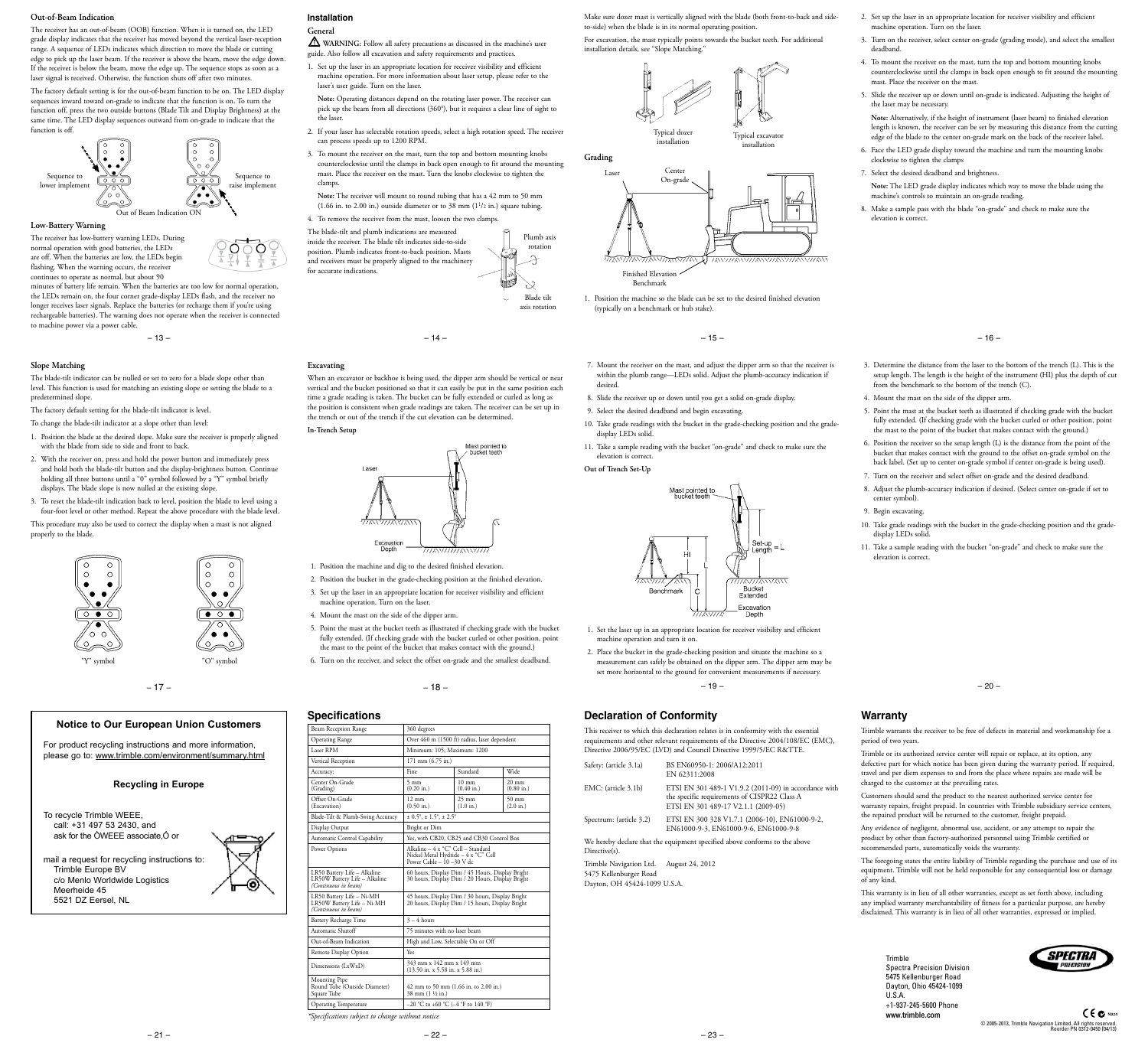### Out-of-Beam Indication

The receiver has an out-of-beam (OOB) function. When it is turned on, the LED grade display indicates that the receiver has moved beyond the vertical laser-reception range. A sequence of LEDs indicates which direction to move the blade or cutting edge to pick up the laser beam. If the receiver is above the beam, move the edge down. If the receiver is below the beam, move the edge up. The sequence stops as soon as a laser signal is received. Otherwise, the function shuts off after two minutes.

The factory default setting is for the out-of-beam function to be on. The LED display sequences inward toward on-grade to indicate that the function is on. To turn the function off, press the two outside buttons (Blade Tilt and Display Brightness) at the same time. The LED display sequences outward from on-grade to indicate that the function is off.

Sequence to lower implement

Sequence to raise implement

Out of Beam Indication ON

### Low-Battery Warning

The receiver has low-battery warning LEDs. During normal operation with good batteries, the LEDs are off. When the batteries are low, the LEDs begin flashing. When the warning occurs, the receiver continues to operate as normal, but about 90 minutes of battery life remain. When the batteries are too low for normal operation, the LEDs remain on, the four corner grade-display LEDs flash, and the receiver no longer receives laser signals. Replace the batteries (or recharge them if you're using rechargeable batteries). The warning does not operate when the receiver is connected to machine power via a power cable.

### Installation

#### General

⚠ WARNING: Follow all safety precautions as discussed in the machine's user guide. Also follow all excavation and safety requirements and practices.

1. Set up the laser in an appropriate location for receiver visibility and efficient machine operation. For more information about laser setup, please refer to the laser's user guide. Turn on the laser.

   **Note:** Operating distances depend on the rotating laser power. The receiver can pick up the beam from all directions (360°), but it requires a clear line of sight to the laser.

2. If your laser has selectable rotation speeds, select a high rotation speed. The receiver can process speeds up to 1200 RPM.

3. To mount the receiver on the mast, turn the top and bottom mounting knobs counterclockwise until the clamps in back open enough to fit around the mounting mast. Place the receiver on the mast. Turn the knobs clockwise to tighten the clamps.

   **Note:** The receiver will mount to round tubing that has a 42 mm to 50 mm (1.66 in. to 2.00 in.) outside diameter or to 38 mm (1 1/2 in.) square tubing.

4. To remove the receiver from the mast, loosen the two clamps.

The blade-tilt and plumb indications are measured inside the receiver. The blade tilt indicates side-to-side position. Plumb indicates front-to-back position. Masts and receivers must be properly aligned to the machinery for accurate indications.

Plumb axis rotation

Blade tilt axis rotation

Make sure dozer mast is vertically aligned with the blade (both front-to-back and side-to-side) when the blade is in its normal operating position.

For excavation, the mast typically points towards the bucket teeth. For additional installation details, see "Slope Matching."

Typical dozer installation

Typical excavator installation

#### Grading

Laser

Center On-grade

Finished Elevation Benchmark

1. Position the machine so the blade can be set to the desired finished elevation (typically on a benchmark or hub stake).
2. Set up the laser in an appropriate location for receiver visibility and efficient machine operation. Turn on the laser.
3. Turn on the receiver, select center on-grade (grading mode), and select the smallest deadband.
4. To mount the receiver on the mast, turn the top and bottom mounting knobs counterclockwise until the clamps in back open enough to fit around the mounting mast. Place the receiver on the mast.
5. Slide the receiver up or down until on-grade is indicated. Adjusting the height of the laser may be necessary.

   **Note:** Alternatively, if the height of instrument (laser beam) to finished elevation length is known, the receiver can be set by measuring this distance from the cutting edge of the blade to the center on-grade mark on the back of the receiver label.

6. Face the LED grade display toward the machine and turn the mounting knobs clockwise to tighten the clamps
7. Select the desired deadband and brightness.

   **Note:** The LED grade display indicates which way to move the blade using the machine's controls to maintain an on-grade reading.

8. Make a sample pass with the blade "on-grade" and check to make sure the elevation is correct.

### Slope Matching

The blade-tilt indicator can be nulled or set to zero for a blade slope other than level. This function is used for matching an existing slope or setting the blade to a predetermined slope.

The factory default setting for the blade-tilt indicator is level.

To change the blade-tilt indicator at a slope other than level:

1. Position the blade at the desired slope. Make sure the receiver is properly aligned with the blade from side to side and front to back.
2. With the receiver on, press and hold the power button and immediately press and hold both the blade-tilt button and the display-brightness button. Continue holding all three buttons until a "0" symbol followed by a "Y" symbol briefly displays. The blade slope is now nulled at the existing slope.
3. To reset the blade-tilt indication back to level, position the blade to level using a four-foot level or other method. Repeat the above procedure with the blade level.

This procedure may also be used to correct the display when a mast is not aligned properly to the blade.

"Y" symbol

"O" symbol

### Excavating

When an excavator or backhoe is being used, the dipper arm should be vertical or near vertical and the bucket positioned so that it can easily be put in the same position each time a grade reading is taken. The bucket can be fully extended or curled as long as the position is consistent when grade readings are taken. The receiver can be set up in the trench or out of the trench if the cut elevation can be determined.

#### In-Trench Setup

Mast pointed to bucket teeth

Laser

Excavation Depth

1. Position the machine and dig to the desired finished elevation.
2. Position the bucket in the grade-checking position at the finished elevation.
3. Set up the laser in an appropriate location for receiver visibility and efficient machine operation. Turn on the laser.
4. Mount the mast on the side of the dipper arm.
5. Point the mast at the bucket teeth as illustrated if checking grade with the bucket fully extended. (If checking grade with the bucket curled or other position, point the mast to the point of the bucket that makes contact with the ground.)
6. Turn on the receiver, and select the offset on-grade and the smallest deadband.
7. Mount the receiver on the mast, and adjust the dipper arm so that the receiver is within the plumb range—LEDs solid. Adjust the plumb-accuracy indication if desired.
8. Slide the receiver up or down until you get a solid on-grade display.
9. Select the desired deadband and begin excavating.
10. Take grade readings with the bucket in the grade-checking position and the grade-display LEDs solid.
11. Take a sample reading with the bucket "on-grade" and check to make sure the elevation is correct.

#### Out of Trench Set-Up

Mast pointed to bucket teeth

HI

L

Set-up Length = L

Benchmark

C

Bucket Extended

Excavation Depth

1. Set the laser up in an appropriate location for receiver visibility and efficient machine operation and turn it on.
2. Place the bucket in the grade-checking position and situate the machine so a measurement can safely be obtained on the dipper arm. The dipper arm may be set more horizontal to the ground for convenient measurements if necessary.
3. Determine the distance from the laser to the bottom of the trench (L). This is the setup length. The length is the height of the instrument (HI) plus the depth of cut from the benchmark to the bottom of the trench (C).
4. Mount the mast on the side of the dipper arm.
5. Point the mast at the bucket teeth as illustrated if checking grade with the bucket fully extended. (If checking grade with the bucket curled or other position, point the mast to the point of the bucket that makes contact with the ground.)
6. Position the receiver so the setup length (L) is the distance from the point of the bucket that makes contact with the ground to the offset on-grade symbol on the back label. (Set up to center on-grade symbol if center on-grade is being used).
7. Turn on the receiver and select offset on-grade and the desired deadband.
8. Adjust the plumb-accuracy indication if desired. (Select center on-grade if set to center symbol).
9. Begin excavating.
10. Take grade readings with the bucket in the grade-checking position and the grade-display LEDs solid.
11. Take a sample reading with the bucket "on-grade" and check to make sure the elevation is correct.

### Notice to Our European Union Customers

For product recycling instructions and more information, please go to: www.trimble.com/environment/summary.html

#### Recycling in Europe

To recycle Trimble WEEE, call: +31 497 53 2430, and ask for the ÒWEEE associate,Ó or

mail a request for recycling instructions to:
Trimble Europe BV
c/o Menlo Worldwide Logistics
Meerheide 45
5521 DZ Eersel, NL

## Specifications

| | | | |
|---|---|---|---|
| Beam Reception Range | 360 degrees | | |
| Operating Range | Over 460 m (1500 ft) radius, laser dependent | | |
| Laser RPM | Minimum: 105; Maximum: 1200 | | |
| Vertical Reception | 171 mm (6.75 in.) | | |
| Accuracy: | Fine | Standard | Wide |
| Center On-Grade (Grading) | 5 mm (0.20 in.) | 10 mm (0.40 in.) | 20 mm (0.80 in.) |
| Offset On-Grade (Excavation) | 12 mm (0.50 in.) | 25 mm (1.0 in.) | 50 mm (2.0 in.) |
| Blade-Tilt & Plumb-Swing Accuracy | ± 0.5°, ± 1.5°, ± 2.5° | | |
| Display Output | Bright or Dim | | |
| Automatic Control Capability | Yes, with CB20, CB25 and CB30 Control Box | | |
| Power Options | Alkaline – 4 x "C" Cell – Standard<br>Nickel Metal Hydride – 4 x "C" Cell<br>Power Cable – 10 –30 V dc | | |
| LR50 Battery Life – Alkaline<br>LR50W Battery Life – Alkaline<br>*(Continuous in beam)* | 60 hours, Display Dim / 45 Hours, Display Bright<br>30 hours, Display Dim / 20 Hours, Display Bright | | |
| LR50 Battery Life – Ni-MH<br>LR50W Battery Life – Ni-MH<br>*(Continuous in beam)* | 45 hours, Display Dim / 30 hours, Display Bright<br>20 hours, Display Dim / 15 hours, Display Bright | | |
| Battery Recharge Time | 3 – 4 hours | | |
| Automatic Shutoff | 75 minutes with no laser beam | | |
| Out-of-Beam Indication | High and Low, Selectable On or Off | | |
| Remote Display Option | Yes | | |
| Dimensions (LxWxD) | 343 mm x 142 mm x 149 mm<br>(13.50 in. x 5.58 in. x 5.88 in.) | | |
| Mounting Pipe<br>Round Tube (Outside Diameter)<br>Square Tube | 42 mm to 50 mm (1.66 in. to 2.00 in.)<br>38 mm (1 ½ in.) | | |
| Operating Temperature | –20 °C to +60 °C (–4 °F to 140 °F) | | |

*\*Specifications subject to change without notice*

## Declaration of Conformity

This receiver to which this declaration relates is in conformity with the essential requirements and other relevant requirements of the Directive 2004/108/EC (EMC), Directive 2006/95/EC (LVD) and Council Directive 1999/5/EC R&TTE.

| | |
|---|---|
| Safety: (article 3.1a) | BS EN60950-1: 2006/A12:2011<br>EN 62311:2008 |
| EMC: (article 3.1b) | ETSI EN 301 489-1 V1.9.2 (2011-09) in accordance with the specific requirements of CISPR22 Class A<br>ETSI EN 301 489-17 V2.1.1 (2009-05) |
| Spectrum: (article 3.2) | ETSI EN 300 328 V1.7.1 (2006-10), EN61000-9-2, EN61000-9-3, EN61000-9-6, EN61000-9-8 |

We hereby declare that the equipment specified above conforms to the above Directive(s).

Trimble Navigation Ltd. August 24, 2012
5475 Kellenburger Road
Dayton, OH 45424-1099 U.S.A.

## Warranty

Trimble warrants the receiver to be free of defects in material and workmanship for a period of two years.

Trimble or its authorized service center will repair or replace, at its option, any defective part for which notice has been given during the warranty period. If required, travel and per diem expenses to and from the place where repairs are made will be charged to the customer at the prevailing rates.

Customers should send the product to the nearest authorized service center for warranty repairs, freight prepaid. In countries with Trimble subsidiary service centers, the repaired product will be returned to the customer, freight prepaid.

Any evidence of negligent, abnormal use, accident, or any attempt to repair the product by other than factory-authorized personnel using Trimble certified or recommended parts, automatically voids the warranty.

The foregoing states the entire liability of Trimble regarding the purchase and use of its equipment. Trimble will not be held responsible for any consequential loss or damage of any kind.

This warranty is in lieu of all other warranties, except as set forth above, including any implied warranty merchantability of fitness for a particular purpose, are hereby disclaimed. This warranty is in lieu of all other warranties, expressed or implied.

Trimble
Spectra Precision Division
5475 Kellenburger Road
Dayton, Ohio 45424-1099
U.S.A.
+1-937-245-5600 Phone
www.trimble.com

© 2005-2013, Trimble Navigation Limited. All rights reserved.
Reorder PN 0312-0450 (04/13)